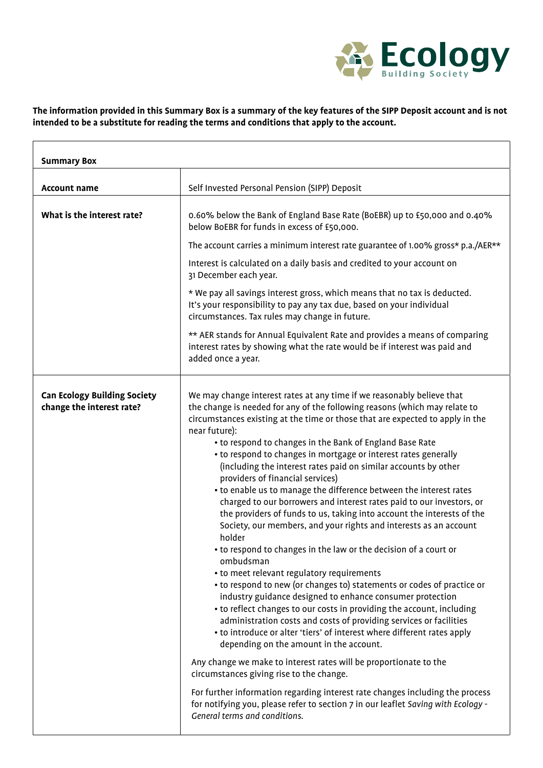Ecology Building Society

**The information provided in this Summary Box is a summary of the key features of the SIPP Deposit account and is not intended to be a substitute for reading the terms and conditions that apply to the account.**

| **Summary Box** | |
|---|---|
| **Account name** | Self Invested Personal Pension (SIPP) Deposit |
| **What is the interest rate?** | 0.60% below the Bank of England Base Rate (BoEBR) up to £50,000 and 0.40% below BoEBR for funds in excess of £50,000.<br><br>The account carries a minimum interest rate guarantee of 1.00% gross* p.a./AER**<br><br>Interest is calculated on a daily basis and credited to your account on 31 December each year.<br><br>* We pay all savings interest gross, which means that no tax is deducted. It's your responsibility to pay any tax due, based on your individual circumstances. Tax rules may change in future.<br><br>** AER stands for Annual Equivalent Rate and provides a means of comparing interest rates by showing what the rate would be if interest was paid and added once a year. |
| **Can Ecology Building Society change the interest rate?** | We may change interest rates at any time if we reasonably believe that the change is needed for any of the following reasons (which may relate to circumstances existing at the time or those that are expected to apply in the near future):<br>• to respond to changes in the Bank of England Base Rate<br>• to respond to changes in mortgage or interest rates generally (including the interest rates paid on similar accounts by other providers of financial services)<br>• to enable us to manage the difference between the interest rates charged to our borrowers and interest rates paid to our investors, or the providers of funds to us, taking into account the interests of the Society, our members, and your rights and interests as an account holder<br>• to respond to changes in the law or the decision of a court or ombudsman<br>• to meet relevant regulatory requirements<br>• to respond to new (or changes to) statements or codes of practice or industry guidance designed to enhance consumer protection<br>• to reflect changes to our costs in providing the account, including administration costs and costs of providing services or facilities<br>• to introduce or alter 'tiers' of interest where different rates apply depending on the amount in the account.<br><br>Any change we make to interest rates will be proportionate to the circumstances giving rise to the change.<br><br>For further information regarding interest rate changes including the process for notifying you, please refer to section 7 in our leaflet *Saving with Ecology - General terms and conditions.* |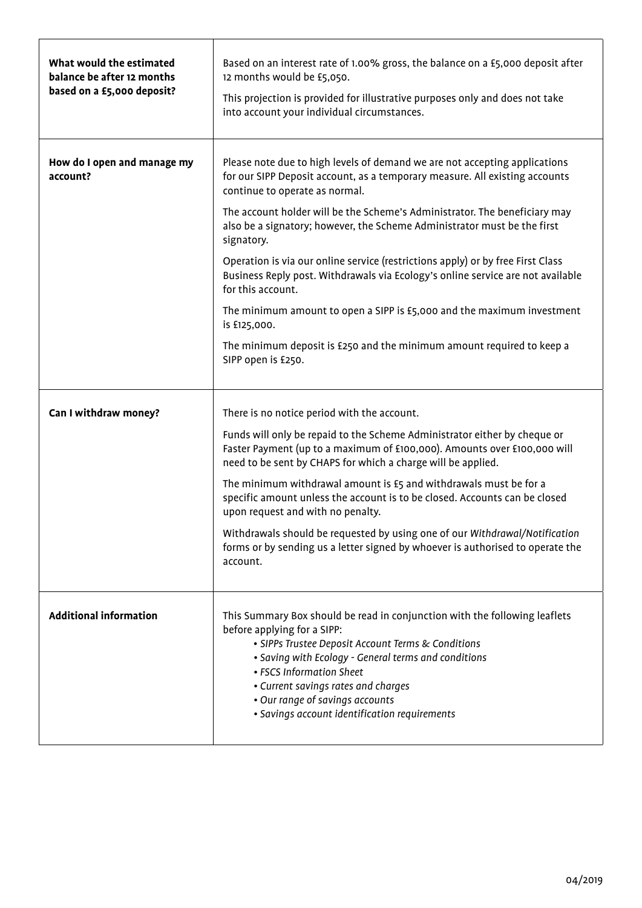| | |
|---|---|
| **What would the estimated balance be after 12 months based on a £5,000 deposit?** | Based on an interest rate of 1.00% gross, the balance on a £5,000 deposit after 12 months would be £5,050.<br><br>This projection is provided for illustrative purposes only and does not take into account your individual circumstances. |
| **How do I open and manage my account?** | Please note due to high levels of demand we are not accepting applications for our SIPP Deposit account, as a temporary measure. All existing accounts continue to operate as normal.<br><br>The account holder will be the Scheme's Administrator. The beneficiary may also be a signatory; however, the Scheme Administrator must be the first signatory.<br><br>Operation is via our online service (restrictions apply) or by free First Class Business Reply post. Withdrawals via Ecology's online service are not available for this account.<br><br>The minimum amount to open a SIPP is £5,000 and the maximum investment is £125,000.<br><br>The minimum deposit is £250 and the minimum amount required to keep a SIPP open is £250. |
| **Can I withdraw money?** | There is no notice period with the account.<br><br>Funds will only be repaid to the Scheme Administrator either by cheque or Faster Payment (up to a maximum of £100,000). Amounts over £100,000 will need to be sent by CHAPS for which a charge will be applied.<br><br>The minimum withdrawal amount is £5 and withdrawals must be for a specific amount unless the account is to be closed. Accounts can be closed upon request and with no penalty.<br><br>Withdrawals should be requested by using one of our *Withdrawal/Notification* forms or by sending us a letter signed by whoever is authorised to operate the account. |
| **Additional information** | This Summary Box should be read in conjunction with the following leaflets before applying for a SIPP:<br>• *SIPPs Trustee Deposit Account Terms & Conditions*<br>• *Saving with Ecology - General terms and conditions*<br>• *FSCS Information Sheet*<br>• *Current savings rates and charges*<br>• *Our range of savings accounts*<br>• *Savings account identification requirements* |

04/2019